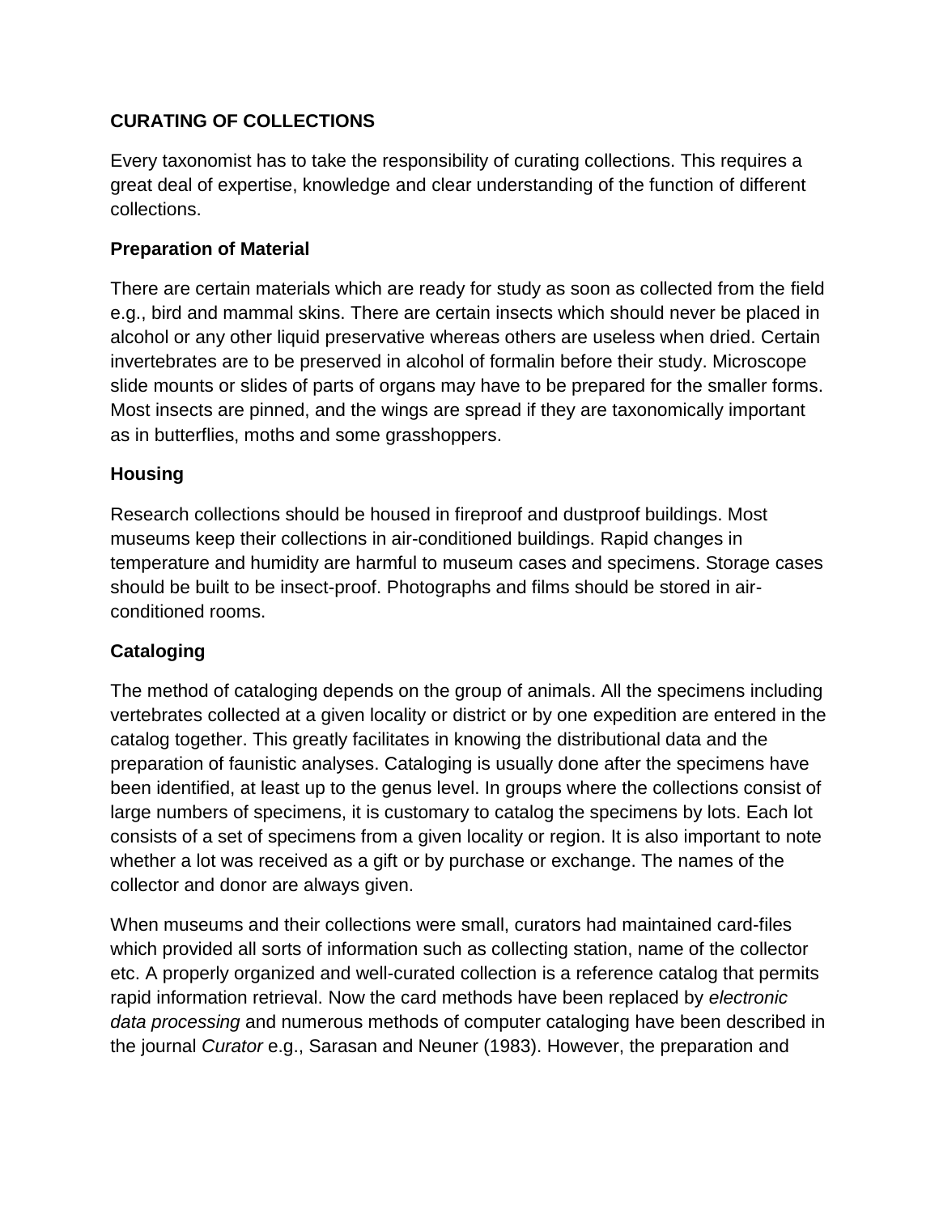## CURATING OF COLLECTIONS

Every taxonomist has to take the responsibility of curating collections. This requires a great deal of expertise, knowledge and clear understanding of the function of different collections.

### Preparation of Material

There are certain materials which are ready for study as soon as collected from the field e.g., bird and mammal skins. There are certain insects which should never be placed in alcohol or any other liquid preservative whereas others are useless when dried. Certain invertebrates are to be preserved in alcohol of formalin before their study. Microscope slide mounts or slides of parts of organs may have to be prepared for the smaller forms. Most insects are pinned, and the wings are spread if they are taxonomically important as in butterflies, moths and some grasshoppers.

### Housing

Research collections should be housed in fireproof and dustproof buildings. Most museums keep their collections in air-conditioned buildings. Rapid changes in temperature and humidity are harmful to museum cases and specimens. Storage cases should be built to be insect-proof. Photographs and films should be stored in air-conditioned rooms.

### Cataloging

The method of cataloging depends on the group of animals. All the specimens including vertebrates collected at a given locality or district or by one expedition are entered in the catalog together. This greatly facilitates in knowing the distributional data and the preparation of faunistic analyses. Cataloging is usually done after the specimens have been identified, at least up to the genus level. In groups where the collections consist of large numbers of specimens, it is customary to catalog the specimens by lots. Each lot consists of a set of specimens from a given locality or region. It is also important to note whether a lot was received as a gift or by purchase or exchange. The names of the collector and donor are always given.

When museums and their collections were small, curators had maintained card-files which provided all sorts of information such as collecting station, name of the collector etc. A properly organized and well-curated collection is a reference catalog that permits rapid information retrieval. Now the card methods have been replaced by *electronic data processing* and numerous methods of computer cataloging have been described in the journal *Curator* e.g., Sarasan and Neuner (1983). However, the preparation and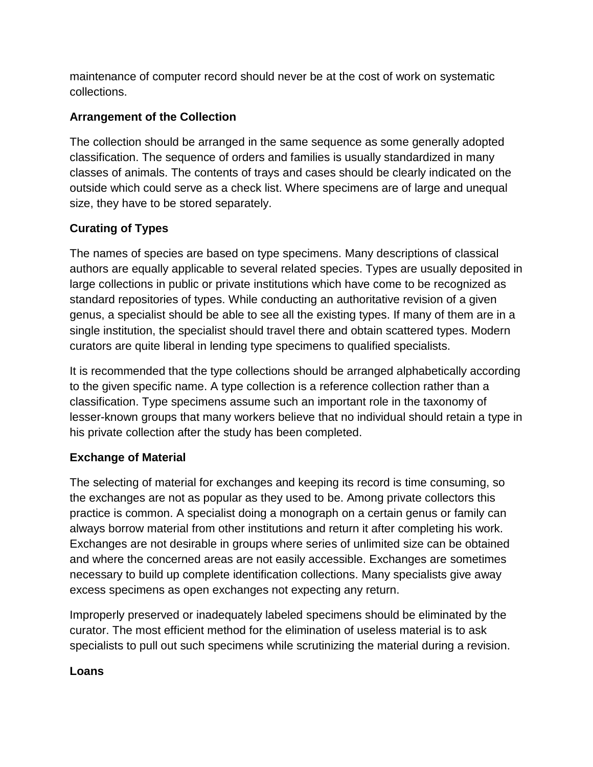maintenance of computer record should never be at the cost of work on systematic collections.

**Arrangement of the Collection**

The collection should be arranged in the same sequence as some generally adopted classification. The sequence of orders and families is usually standardized in many classes of animals. The contents of trays and cases should be clearly indicated on the outside which could serve as a check list. Where specimens are of large and unequal size, they have to be stored separately.

**Curating of Types**

The names of species are based on type specimens. Many descriptions of classical authors are equally applicable to several related species. Types are usually deposited in large collections in public or private institutions which have come to be recognized as standard repositories of types. While conducting an authoritative revision of a given genus, a specialist should be able to see all the existing types. If many of them are in a single institution, the specialist should travel there and obtain scattered types. Modern curators are quite liberal in lending type specimens to qualified specialists.

It is recommended that the type collections should be arranged alphabetically according to the given specific name. A type collection is a reference collection rather than a classification. Type specimens assume such an important role in the taxonomy of lesser-known groups that many workers believe that no individual should retain a type in his private collection after the study has been completed.

**Exchange of Material**

The selecting of material for exchanges and keeping its record is time consuming, so the exchanges are not as popular as they used to be. Among private collectors this practice is common. A specialist doing a monograph on a certain genus or family can always borrow material from other institutions and return it after completing his work. Exchanges are not desirable in groups where series of unlimited size can be obtained and where the concerned areas are not easily accessible. Exchanges are sometimes necessary to build up complete identification collections. Many specialists give away excess specimens as open exchanges not expecting any return.

Improperly preserved or inadequately labeled specimens should be eliminated by the curator. The most efficient method for the elimination of useless material is to ask specialists to pull out such specimens while scrutinizing the material during a revision.

**Loans**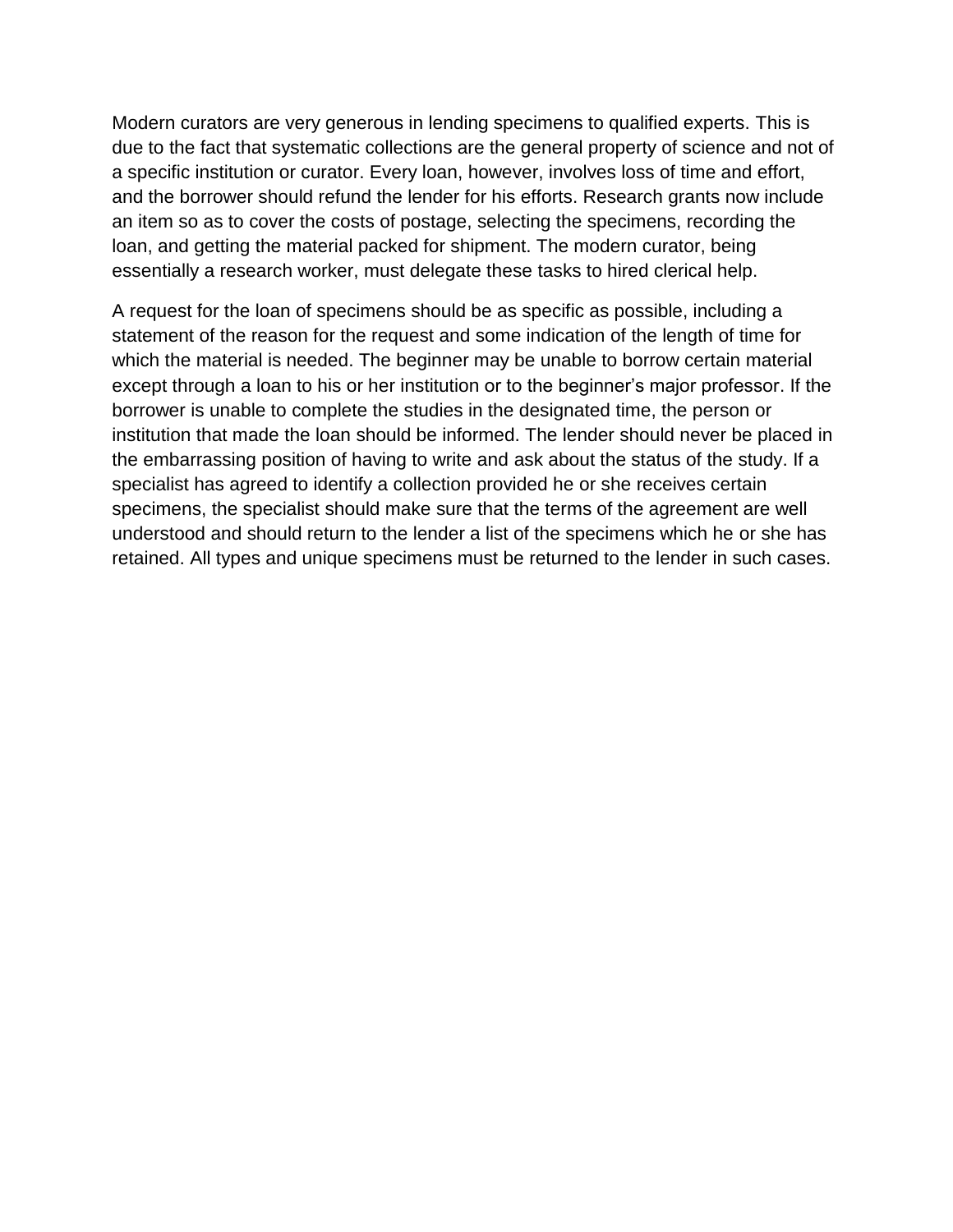Modern curators are very generous in lending specimens to qualified experts. This is due to the fact that systematic collections are the general property of science and not of a specific institution or curator. Every loan, however, involves loss of time and effort, and the borrower should refund the lender for his efforts. Research grants now include an item so as to cover the costs of postage, selecting the specimens, recording the loan, and getting the material packed for shipment. The modern curator, being essentially a research worker, must delegate these tasks to hired clerical help.

A request for the loan of specimens should be as specific as possible, including a statement of the reason for the request and some indication of the length of time for which the material is needed. The beginner may be unable to borrow certain material except through a loan to his or her institution or to the beginner's major professor. If the borrower is unable to complete the studies in the designated time, the person or institution that made the loan should be informed. The lender should never be placed in the embarrassing position of having to write and ask about the status of the study. If a specialist has agreed to identify a collection provided he or she receives certain specimens, the specialist should make sure that the terms of the agreement are well understood and should return to the lender a list of the specimens which he or she has retained. All types and unique specimens must be returned to the lender in such cases.